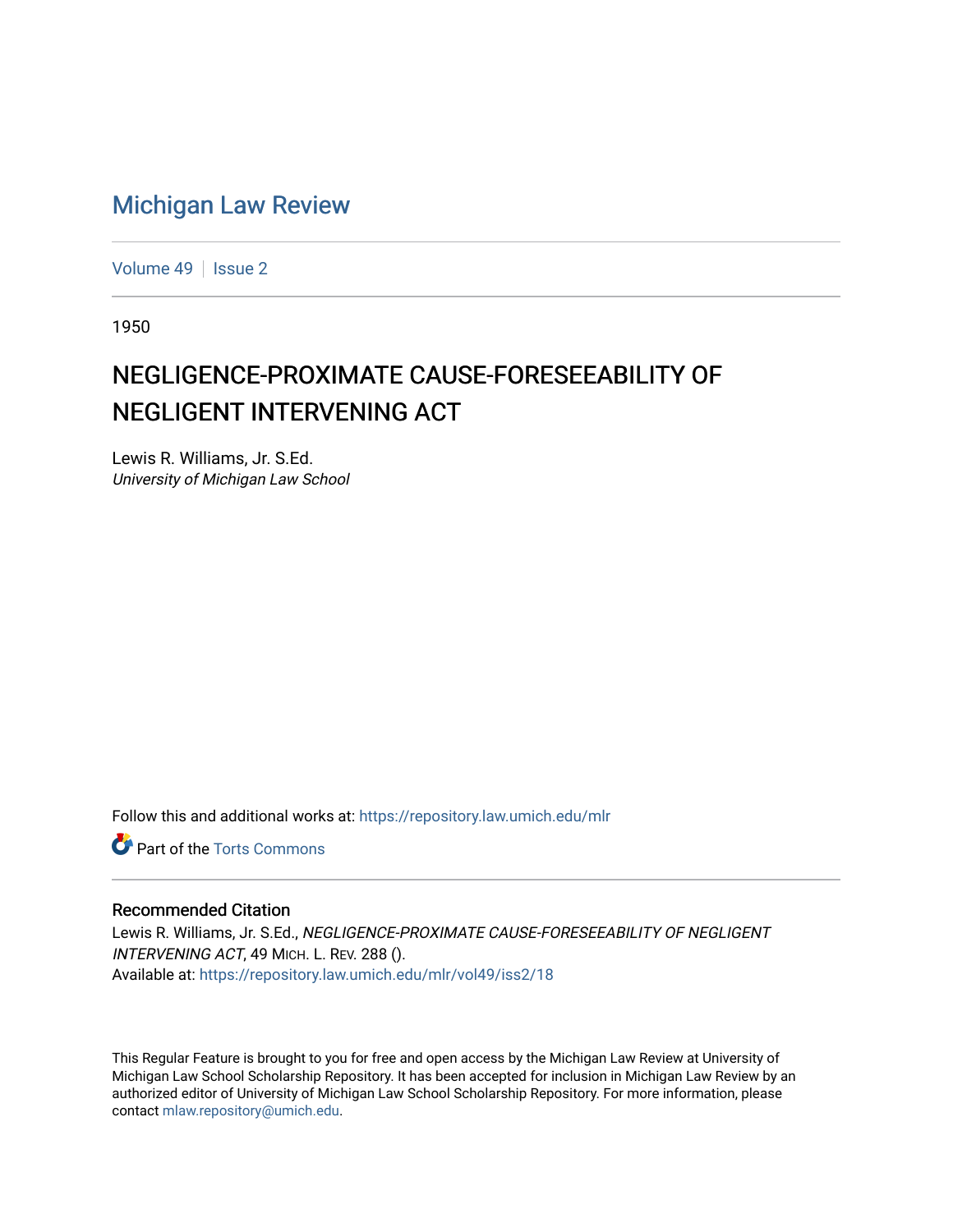# Michigan Law Review

Volume 49 | Issue 2

1950

## NEGLIGENCE-PROXIMATE CAUSE-FORESEEABILITY OF NEGLIGENT INTERVENING ACT

Lewis R. Williams, Jr. S.Ed.
*University of Michigan Law School*

Follow this and additional works at: https://repository.law.umich.edu/mlr

Part of the Torts Commons

### Recommended Citation

Lewis R. Williams, Jr. S.Ed., *NEGLIGENCE-PROXIMATE CAUSE-FORESEEABILITY OF NEGLIGENT INTERVENING ACT*, 49 MICH. L. REV. 288 ().
Available at: https://repository.law.umich.edu/mlr/vol49/iss2/18

This Regular Feature is brought to you for free and open access by the Michigan Law Review at University of Michigan Law School Scholarship Repository. It has been accepted for inclusion in Michigan Law Review by an authorized editor of University of Michigan Law School Scholarship Repository. For more information, please contact mlaw.repository@umich.edu.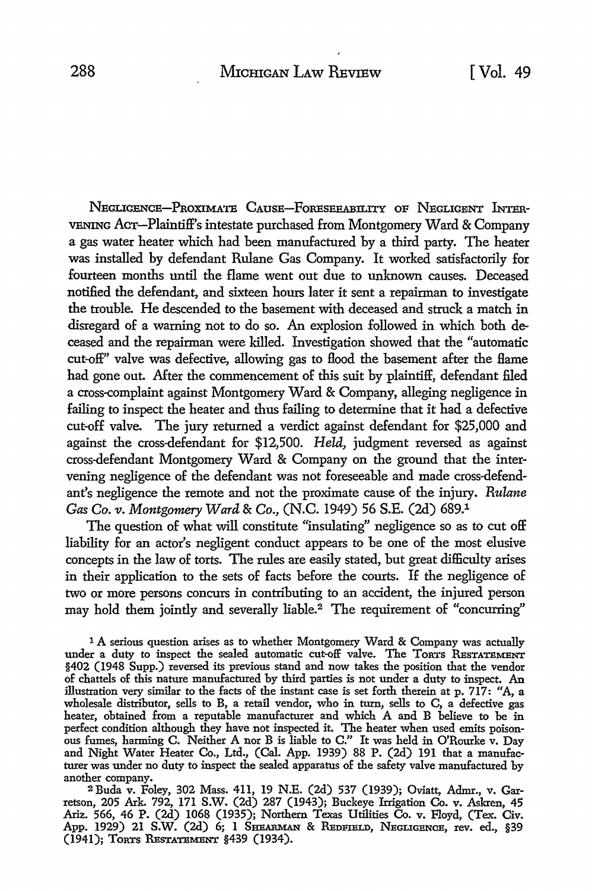NEGLIGENCE—PROXIMATE CAUSE—FORESEEABILITY OF NEGLIGENT INTERVENING ACT—Plaintiff's intestate purchased from Montgomery Ward & Company a gas water heater which had been manufactured by a third party. The heater was installed by defendant Rulane Gas Company. It worked satisfactorily for fourteen months until the flame went out due to unknown causes. Deceased notified the defendant, and sixteen hours later it sent a repairman to investigate the trouble. He descended to the basement with deceased and struck a match in disregard of a warning not to do so. An explosion followed in which both deceased and the repairman were killed. Investigation showed that the "automatic cut-off" valve was defective, allowing gas to flood the basement after the flame had gone out. After the commencement of this suit by plaintiff, defendant filed a cross-complaint against Montgomery Ward & Company, alleging negligence in failing to inspect the heater and thus failing to determine that it had a defective cut-off valve. The jury returned a verdict against defendant for $25,000 and against the cross-defendant for $12,500. *Held,* judgment reversed as against cross-defendant Montgomery Ward & Company on the ground that the intervening negligence of the defendant was not foreseeable and made cross-defendant's negligence the remote and not the proximate cause of the injury. *Rulane Gas Co. v. Montgomery Ward & Co.,* (N.C. 1949) 56 S.E. (2d) 689.[1]

The question of what will constitute "insulating" negligence so as to cut off liability for an actor's negligent conduct appears to be one of the most elusive concepts in the law of torts. The rules are easily stated, but great difficulty arises in their application to the sets of facts before the courts. If the negligence of two or more persons concurs in contributing to an accident, the injured person may hold them jointly and severally liable.[2] The requirement of "concurring"

[1] A serious question arises as to whether Montgomery Ward & Company was actually under a duty to inspect the sealed automatic cut-off valve. The TORTS RESTATEMENT §402 (1948 Supp.) reversed its previous stand and now takes the position that the vendor of chattels of this nature manufactured by third parties is not under a duty to inspect. An illustration very similar to the facts of the instant case is set forth therein at p. 717: "A, a wholesale distributor, sells to B, a retail vendor, who in turn, sells to C, a defective gas heater, obtained from a reputable manufacturer and which A and B believe to be in perfect condition although they have not inspected it. The heater when used emits poisonous fumes, harming C. Neither A nor B is liable to C." It was held in O'Rourke v. Day and Night Water Heater Co., Ltd., (Cal. App. 1939) 88 P. (2d) 191 that a manufacturer was under no duty to inspect the sealed apparatus of the safety valve manufactured by another company.

[2] Buda v. Foley, 302 Mass. 411, 19 N.E. (2d) 537 (1939); Oviatt, Admr., v. Garretson, 205 Ark. 792, 171 S.W. (2d) 287 (1943); Buckeye Irrigation Co. v. Askren, 45 Ariz. 566, 46 P. (2d) 1068 (1935); Northern Texas Utilities Co. v. Floyd, (Tex. Civ. App. 1929) 21 S.W. (2d) 6; 1 SHEARMAN & REDFIELD, NEGLIGENCE, rev. ed., §39 (1941); TORTS RESTATEMENT §439 (1934).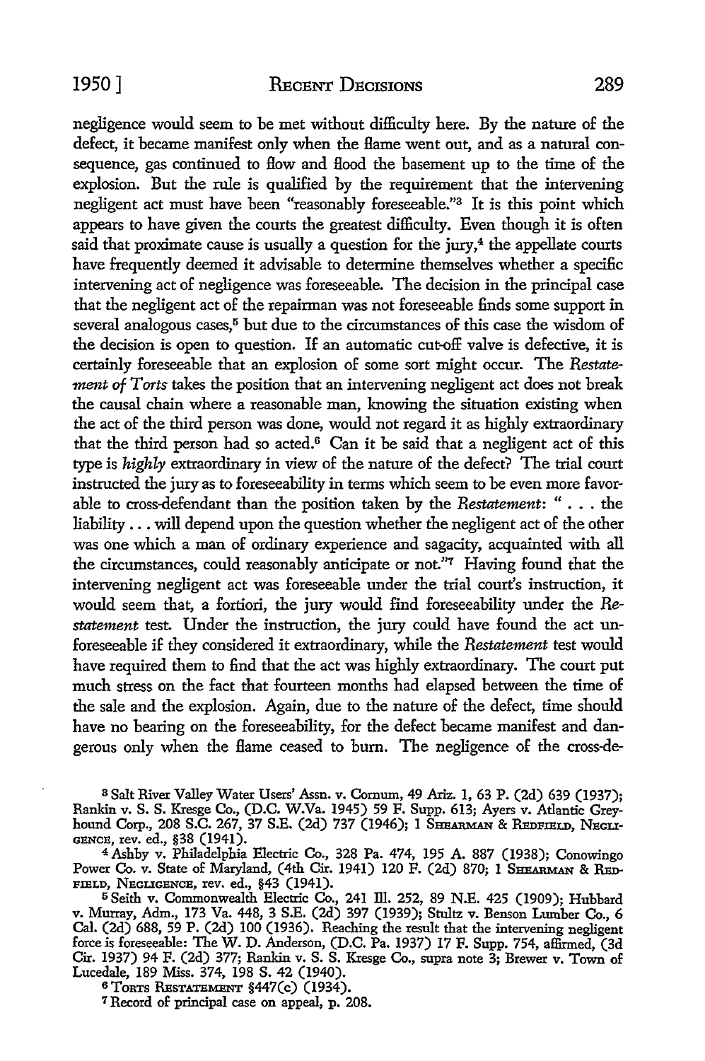negligence would seem to be met without difficulty here. By the nature of the defect, it became manifest only when the flame went out, and as a natural consequence, gas continued to flow and flood the basement up to the time of the explosion. But the rule is qualified by the requirement that the intervening negligent act must have been "reasonably foreseeable."[3] It is this point which appears to have given the courts the greatest difficulty. Even though it is often said that proximate cause is usually a question for the jury,[4] the appellate courts have frequently deemed it advisable to determine themselves whether a specific intervening act of negligence was foreseeable. The decision in the principal case that the negligent act of the repairman was not foreseeable finds some support in several analogous cases,[5] but due to the circumstances of this case the wisdom of the decision is open to question. If an automatic cut-off valve is defective, it is certainly foreseeable that an explosion of some sort might occur. The *Restatement of Torts* takes the position that an intervening negligent act does not break the causal chain where a reasonable man, knowing the situation existing when the act of the third person was done, would not regard it as highly extraordinary that the third person had so acted.[6] Can it be said that a negligent act of this type is *highly* extraordinary in view of the nature of the defect? The trial court instructed the jury as to foreseeability in terms which seem to be even more favorable to cross-defendant than the position taken by the *Restatement*: " . . . the liability . . . will depend upon the question whether the negligent act of the other was one which a man of ordinary experience and sagacity, acquainted with all the circumstances, could reasonably anticipate or not."[7] Having found that the intervening negligent act was foreseeable under the trial court's instruction, it would seem that, a fortiori, the jury would find foreseeability under the *Restatement* test. Under the instruction, the jury could have found the act unforeseeable if they considered it extraordinary, while the *Restatement* test would have required them to find that the act was highly extraordinary. The court put much stress on the fact that fourteen months had elapsed between the time of the sale and the explosion. Again, due to the nature of the defect, time should have no bearing on the foreseeability, for the defect became manifest and dangerous only when the flame ceased to burn. The negligence of the cross-de-

[3] Salt River Valley Water Users' Assn. v. Cornum, 49 Ariz. 1, 63 P. (2d) 639 (1937); Rankin v. S. S. Kresge Co., (D.C. W.Va. 1945) 59 F. Supp. 613; Ayers v. Atlantic Greyhound Corp., 208 S.C. 267, 37 S.E. (2d) 737 (1946); 1 SHEARMAN & REDFIELD, NEGLIGENCE, rev. ed., §38 (1941).

[4] Ashby v. Philadelphia Electric Co., 328 Pa. 474, 195 A. 887 (1938); Conowingo Power Co. v. State of Maryland, (4th Cir. 1941) 120 F. (2d) 870; 1 SHEARMAN & REDFIELD, NEGLIGENCE, rev. ed., §43 (1941).

[5] Seith v. Commonwealth Electric Co., 241 Ill. 252, 89 N.E. 425 (1909); Hubbard v. Murray, Adm., 173 Va. 448, 3 S.E. (2d) 397 (1939); Stultz v. Benson Lumber Co., 6 Cal. (2d) 688, 59 P. (2d) 100 (1936). Reaching the result that the intervening negligent force is foreseeable: The W. D. Anderson, (D.C. Pa. 1937) 17 F. Supp. 754, affirmed, (3d Cir. 1937) 94 F. (2d) 377; Rankin v. S. S. Kresge Co., supra note 3; Brewer v. Town of Lucedale, 189 Miss. 374, 198 S. 42 (1940).

[6] TORTS RESTATEMENT §447(c) (1934).

[7] Record of principal case on appeal, p. 208.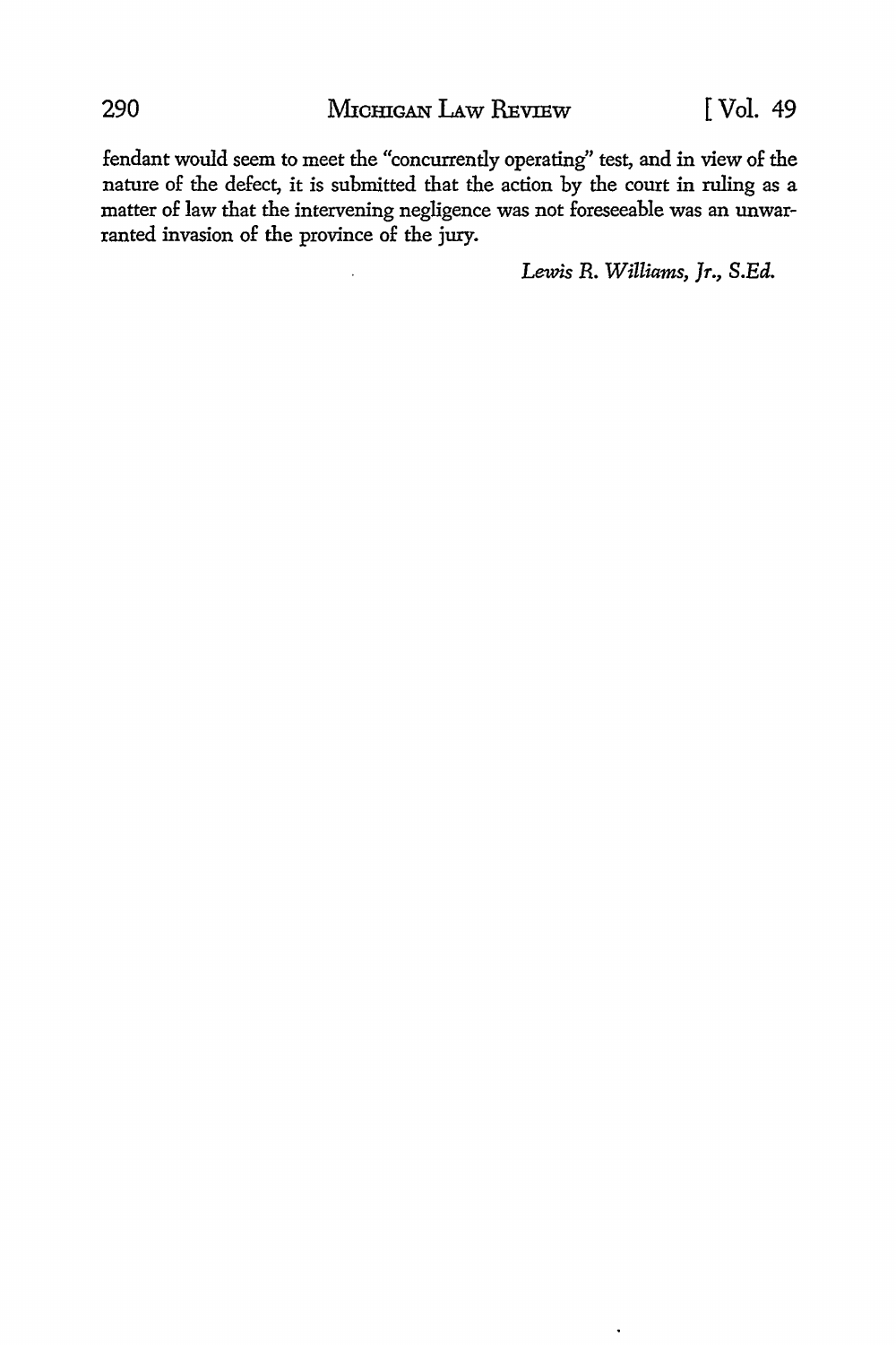fendant would seem to meet the "concurrently operating" test, and in view of the nature of the defect, it is submitted that the action by the court in ruling as a matter of law that the intervening negligence was not foreseeable was an unwarranted invasion of the province of the jury.

*Lewis R. Williams, Jr., S.Ed.*